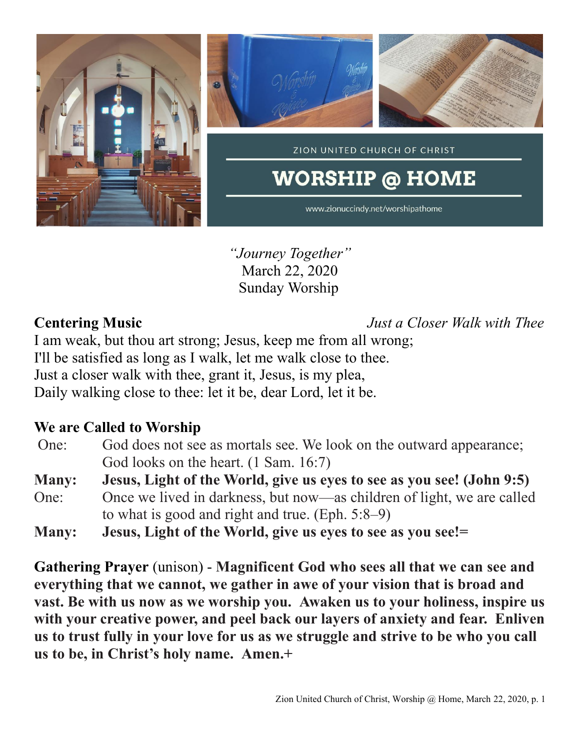ZION UNITED CHURCH OF CHRIST

# WORSHIP @ HOME

www.zionuccindy.net/worshipathome

*"Journey Together"*
March 22, 2020
Sunday Worship

**Centering Music** *Just a Closer Walk with Thee*

I am weak, but thou art strong; Jesus, keep me from all wrong;
I'll be satisfied as long as I walk, let me walk close to thee.
Just a closer walk with thee, grant it, Jesus, is my plea,
Daily walking close to thee: let it be, dear Lord, let it be.

**We are Called to Worship**

One: God does not see as mortals see. We look on the outward appearance; God looks on the heart. (1 Sam. 16:7)

**Many: Jesus, Light of the World, give us eyes to see as you see! (John 9:5)**

One: Once we lived in darkness, but now—as children of light, we are called to what is good and right and true. (Eph. 5:8–9)

**Many: Jesus, Light of the World, give us eyes to see as you see!=**

**Gathering Prayer** (unison) - **Magnificent God who sees all that we can see and everything that we cannot, we gather in awe of your vision that is broad and vast. Be with us now as we worship you. Awaken us to your holiness, inspire us with your creative power, and peel back our layers of anxiety and fear. Enliven us to trust fully in your love for us as we struggle and strive to be who you call us to be, in Christ's holy name. Amen.+**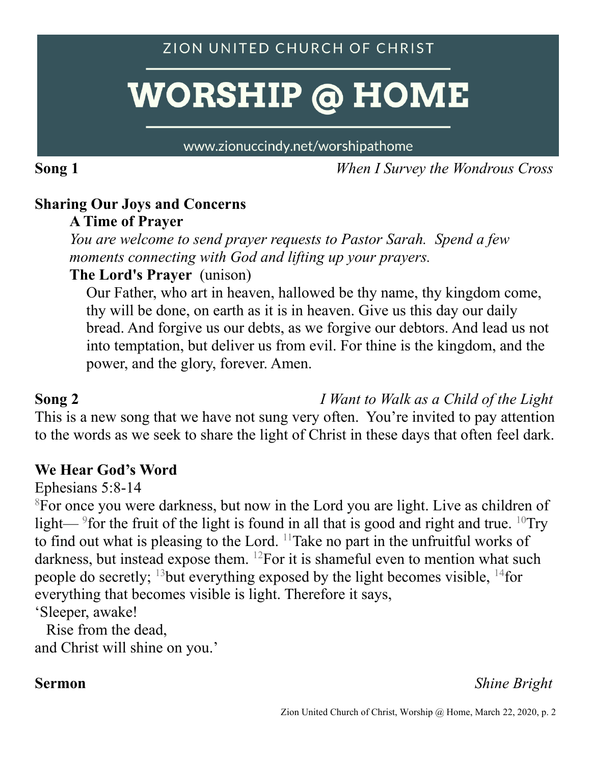# ZION UNITED CHURCH OF CHRIST

# WORSHIP @ HOME

www.zionuccindy.net/worshipathome

**Song 1** *When I Survey the Wondrous Cross*

**Sharing Our Joys and Concerns**

**A Time of Prayer**

*You are welcome to send prayer requests to Pastor Sarah. Spend a few moments connecting with God and lifting up your prayers.*

**The Lord's Prayer** (unison)

Our Father, who art in heaven, hallowed be thy name, thy kingdom come, thy will be done, on earth as it is in heaven. Give us this day our daily bread. And forgive us our debts, as we forgive our debtors. And lead us not into temptation, but deliver us from evil. For thine is the kingdom, and the power, and the glory, forever. Amen.

**Song 2** *I Want to Walk as a Child of the Light*

This is a new song that we have not sung very often. You're invited to pay attention to the words as we seek to share the light of Christ in these days that often feel dark.

**We Hear God's Word**

Ephesians 5:8-14

[8]For once you were darkness, but now in the Lord you are light. Live as children of light— [9]for the fruit of the light is found in all that is good and right and true. [10]Try to find out what is pleasing to the Lord. [11]Take no part in the unfruitful works of darkness, but instead expose them. [12]For it is shameful even to mention what such people do secretly; [13]but everything exposed by the light becomes visible, [14]for everything that becomes visible is light. Therefore it says,

'Sleeper, awake!
  Rise from the dead,
and Christ will shine on you.'

**Sermon** *Shine Bright*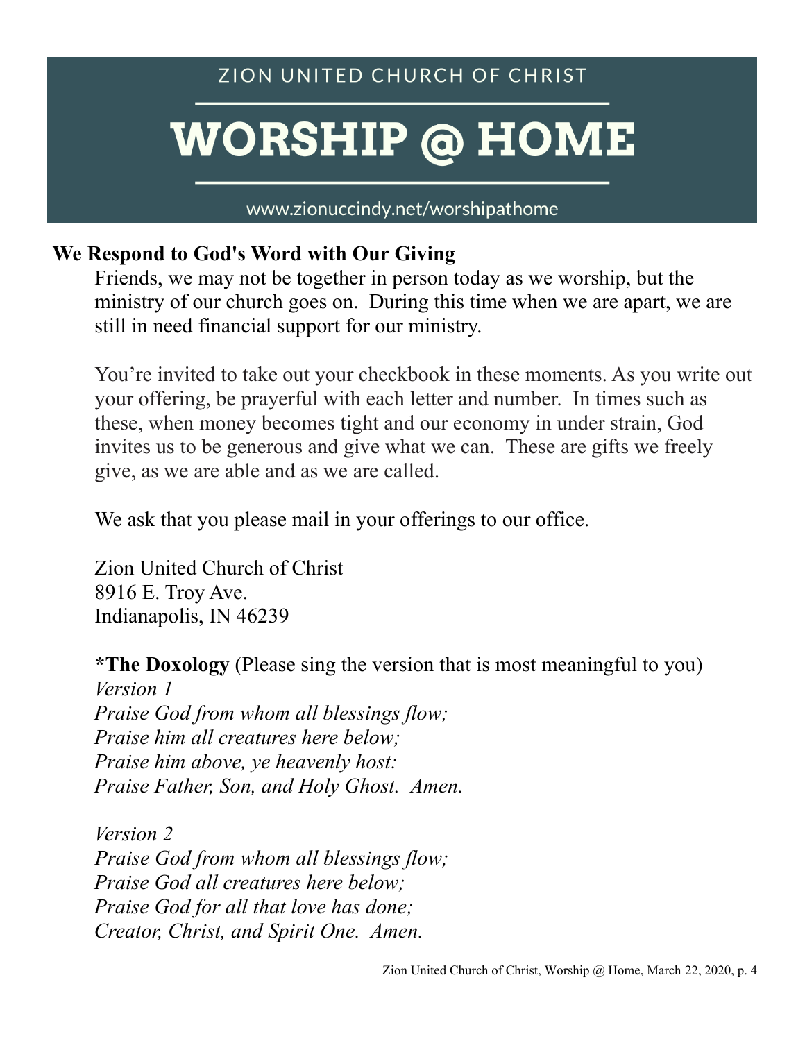ZION UNITED CHURCH OF CHRIST

# WORSHIP @ HOME

www.zionuccindy.net/worshipathome

**We Respond to God's Word with Our Giving**

Friends, we may not be together in person today as we worship, but the ministry of our church goes on. During this time when we are apart, we are still in need financial support for our ministry.

You're invited to take out your checkbook in these moments. As you write out your offering, be prayerful with each letter and number. In times such as these, when money becomes tight and our economy in under strain, God invites us to be generous and give what we can. These are gifts we freely give, as we are able and as we are called.

We ask that you please mail in your offerings to our office.

Zion United Church of Christ
8916 E. Troy Ave.
Indianapolis, IN 46239

**\*The Doxology** (Please sing the version that is most meaningful to you)

*Version 1*
*Praise God from whom all blessings flow;*
*Praise him all creatures here below;*
*Praise him above, ye heavenly host:*
*Praise Father, Son, and Holy Ghost. Amen.*

*Version 2*
*Praise God from whom all blessings flow;*
*Praise God all creatures here below;*
*Praise God for all that love has done;*
*Creator, Christ, and Spirit One. Amen.*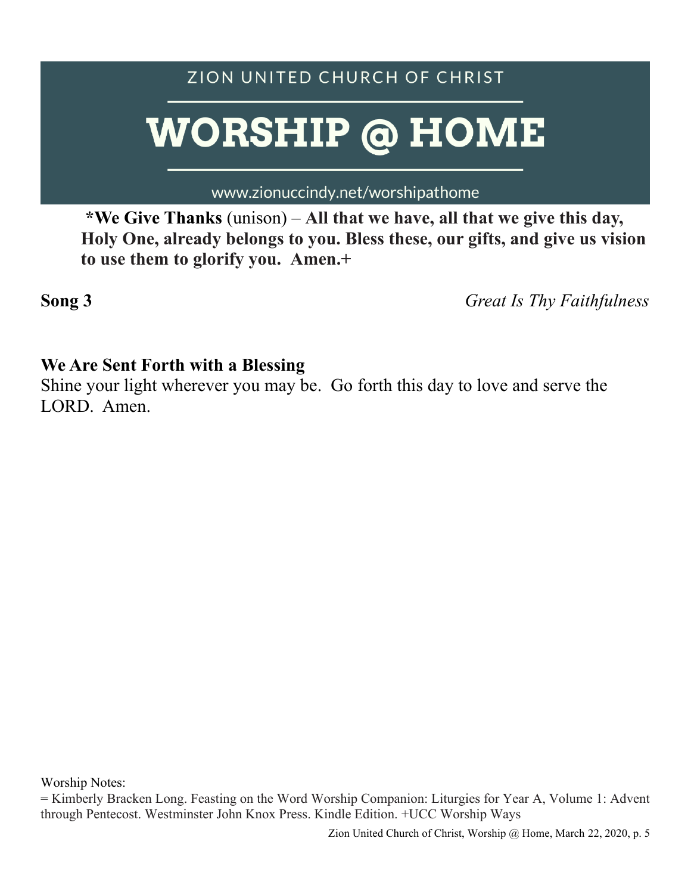ZION UNITED CHURCH OF CHRIST

# WORSHIP @ HOME

www.zionuccindy.net/worshipathome

**\*We Give Thanks** (unison) – **All that we have, all that we give this day, Holy One, already belongs to you. Bless these, our gifts, and give us vision to use them to glorify you. Amen.+**

**Song 3** *Great Is Thy Faithfulness*

**We Are Sent Forth with a Blessing**

Shine your light wherever you may be. Go forth this day to love and serve the LORD. Amen.

Worship Notes:
= Kimberly Bracken Long. Feasting on the Word Worship Companion: Liturgies for Year A, Volume 1: Advent through Pentecost. Westminster John Knox Press. Kindle Edition. +UCC Worship Ways